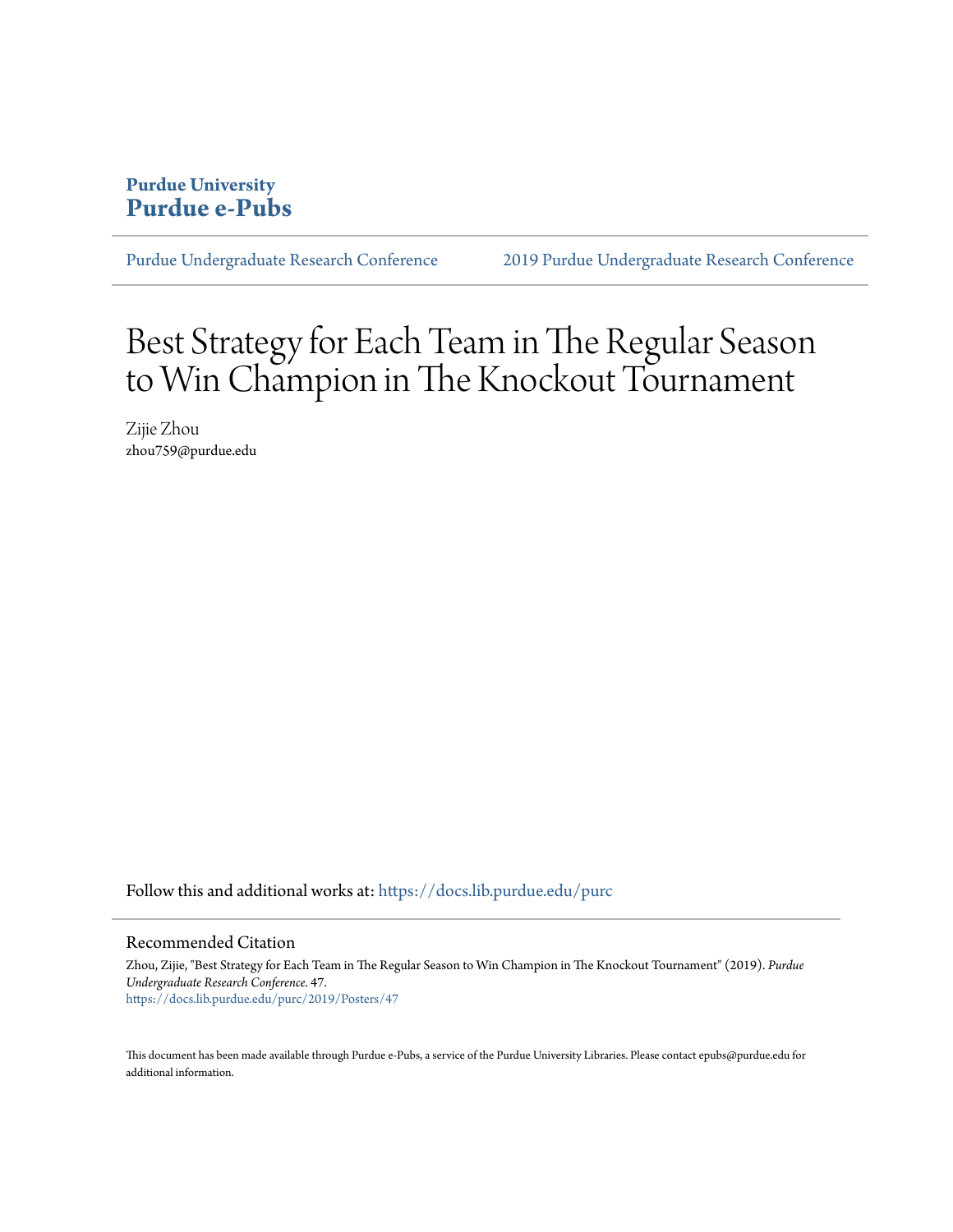**Purdue University**
**Purdue e-Pubs**

Purdue Undergraduate Research Conference    2019 Purdue Undergraduate Research Conference

# Best Strategy for Each Team in The Regular Season to Win Champion in The Knockout Tournament

Zijie Zhou
zhou759@purdue.edu

Follow this and additional works at: https://docs.lib.purdue.edu/purc

## Recommended Citation

Zhou, Zijie, "Best Strategy for Each Team in The Regular Season to Win Champion in The Knockout Tournament" (2019). *Purdue Undergraduate Research Conference*. 47.
https://docs.lib.purdue.edu/purc/2019/Posters/47

This document has been made available through Purdue e-Pubs, a service of the Purdue University Libraries. Please contact epubs@purdue.edu for additional information.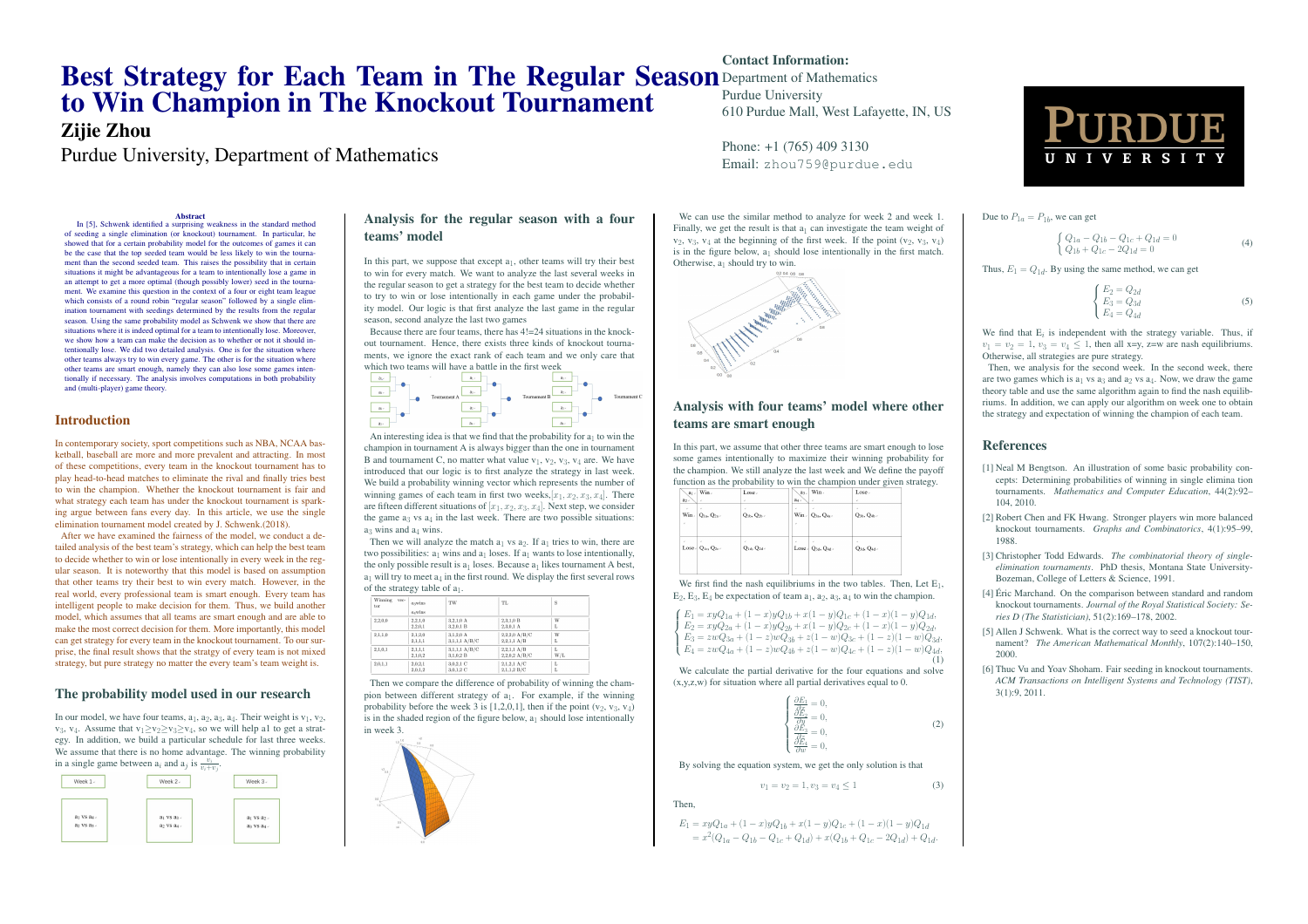# Best Strategy for Each Team in The Regular Season to Win Champion in The Knockout Tournament

## Zijie Zhou

Purdue University, Department of Mathematics

**Contact Information:**
Department of Mathematics
Purdue University
610 Purdue Mall, West Lafayette, IN, US

Phone: +1 (765) 409 3130
Email: zhou759@purdue.edu

**Abstract**

In [5], Schwenk identified a surprising weakness in the standard method of seeding a single elimination (or knockout) tournament. In particular, he showed that for a certain probability model for the outcomes of games it can be the case that the top seeded team would be less likely to win the tournament than the second seeded team. This raises the possibility that in certain situations it might be advantageous for a team to intentionally lose a game in an attempt to get a more optimal (though possibly lower) seed in the tournament. We examine this question in the context of a four or eight team league which consists of a round robin "regular season" followed by a single elimination tournament with seedings determined by the results from the regular season. Using the same probability model as Schwenk we show that there are situations where it is indeed optimal for a team to intentionally lose. Moreover, we show how a team can make the decision as to whether or not it should intentionally lose. We did two detailed analysis. One is for the situation where other teams always try to win every game. The other is for the situation where other teams are smart enough, namely they can also lose some games intentionally if necessary. The analysis involves computations in both probability and (multi-player) game theory.

## Introduction

In contemporary society, sport competitions such as NBA, NCAA basketball, baseball are more and more prevalent and attracting. In most of these competitions, every team in the knockout tournament has to play head-to-head matches to eliminate the rival and finally tries best to win the champion. Whether the knockout tournament is fair and what strategy each team has under the knockout tournament is sparking argue between fans every day. In this article, we use the single elimination tournament model created by J. Schwenk.(2018).

After we have examined the fairness of the model, we conduct a detailed analysis of the best team's strategy, which can help the best team to decide whether to win or lose intentionally in every week in the regular season. It is noteworthy that this model is based on assumption that other teams try their best to win every match. However, in the real world, every professional team is smart enough. Every team has intelligent people to make decision for them. Thus, we build another model, which assumes that all teams are smart enough and are able to make the most correct decision for them. More importantly, this model can get strategy for every team in the knockout tournament. To our surprise, the final result shows that the stratgy of every team is not mixed strategy, but pure strategy no matter the every team's team weight is.

## The probability model used in our research

In our model, we have four teams, $a_1$, $a_2$, $a_3$, $a_4$. Their weight is $v_1$, $v_2$, $v_3$, $v_4$. Assume that $v_1 \geq v_2 \geq v_3 \geq v_4$, so we will help a1 to get a strategy. In addition, we build a particular schedule for last three weeks. We assume that there is no home advantage. The winning probability in a single game between $a_i$ and $a_j$ is $\frac{v_i}{v_i+v_j}$.

| Week 1 | Week 2 | Week 3 |
|---|---|---|
| $a_1$ VS $a_4$, $a_2$ VS $a_3$ | $a_1$ VS $a_3$, $a_2$ VS $a_4$ | $a_1$ VS $a_2$, $a_3$ VS $a_4$ |

## Analysis for the regular season with a four teams' model

In this part, we suppose that except $a_1$, other teams will try their best to win for every match. We want to analyze the last several weeks in the regular season to get a strategy for the best team to decide whether to try to win or lose intentionally in each game under the probability model. Our logic is that first analyze the last game in the regular season, second analyze the last two games

Because there are four teams, there has 4!=24 situations in the knockout tournament. Hence, there exists three kinds of knockout tournaments, we ignore the exact rank of each team and we only care that which two teams will have a battle in the first week

Tournament A, Tournament B, Tournament C

An interesting idea is that we find that the probability for $a_1$ to win the champion in tournament A is always bigger than the one in tournament B and tournament C, no matter what value $v_1$, $v_2$, $v_3$, $v_4$ are. We have introduced that our logic is to first analyze the strategy in last week. We build a probability winning vector which represents the number of winning games of each team in first two weeks,$[x_1, x_2, x_3, x_4]$. There are fifteen different situations of $[x_1, x_2, x_3, x_4]$. Next step, we consider the game $a_3$ vs $a_4$ in the last week. There are two possible situations: $a_3$ wins and $a_4$ wins.

Then we will analyze the match $a_1$ vs $a_2$. If $a_1$ tries to win, there are two possibilities: $a_1$ wins and $a_4$ loses. If $a_1$ wants to lose intentionally, the only possible result is $a_1$ loses. Because $a_1$ likes tournament A best, $a_1$ will try to meet $a_4$ in the first round. We display the first several rows of the strategy table of $a_1$.

| Winning vector | $a_3$wins / $a_4$wins | TW | TL | S |
|---|---|---|---|---|
| 2,2,0,0 | 2,2,1,0 / 2,2,0,1 | 3,2,1,0 B / 3,2,0,1 B | 2,3,1,0 B / 2,3,0,1 A | W / L |
| 2,1,1,0 | 2,1,2,0 / 2,1,1,1 | 3,1,2,0 A / 3,1,1,1 A/B/C | 2,2,2,0 A/B/C / 2,2,1,1 A/B | W / L |
| 2,1,0,1 | 2,1,1,1 / 2,1,0,2 | 3,1,1,1 A/B/C / 3,1,0,2 B | 2,2,1,1 A/B / 2,2,0,2 A/B/C | L / W/L |
| 2,0,1,1 | 2,0,2,1 / 2,0,1,2 | 3,0,2,1 C / 3,0,1,2 C | 2,1,2,1 A/C / 2,1,1,2 B/C | L / L |

Then we compare the difference of probability of winning the champion between different strategy of $a_1$. For example, if the winning probability before the week 3 is [1,2,0,1], then if the point ($v_2$, $v_3$, $v_4$) is in the shaded region of the figure below, $a_1$ should lose intentionally in week 3.

We can use the similar method to analyze for week 2 and week 1. Finally, we get the result is that $a_1$ can investigate the team weight of $v_2$, $v_3$, $v_4$ at the beginning of the first week. If the point ($v_2$, $v_3$, $v_4$) is in the figure below, $a_1$ should lose intentionally in the first match. Otherwise, $a_1$ should try to win.

## Analysis with four teams' model where other teams are smart enough

In this part, we assume that other three teams are smart enough to lose some games intentionally to maximize their winning probability for the champion. We still analyze the last week and We define the payoff function as the probability to win the champion under given strategy.

| $a_1$ \ $a_2$ | Win | Lose |
|---|---|---|
| Win | $Q_{1a}$, $Q_{2a}$ | $Q_{1b}$, $Q_{2b}$ |
| Lose | $Q_{1c}$, $Q_{2c}$ | $Q_{1d}$, $Q_{2d}$ |

| $a_3$ \ $a_4$ | Win | Lose |
|---|---|---|
| Win | $Q_{3a}$, $Q_{4a}$ | $Q_{3b}$, $Q_{4b}$ |
| Lose | $Q_{3c}$, $Q_{4c}$ | $Q_{3d}$, $Q_{4d}$ |

We first find the nash equilibriums in the two tables. Then, Let $E_1$, $E_2$, $E_3$, $E_4$ be expectation of team $a_1$, $a_2$, $a_3$, $a_4$ to win the champion.

$$\begin{cases} E_1 = xyQ_{1a} + (1-x)yQ_{1b} + x(1-y)Q_{1c} + (1-x)(1-y)Q_{1d}, \\ E_2 = xyQ_{2a} + (1-x)yQ_{2b} + x(1-y)Q_{2c} + (1-x)(1-y)Q_{2d}, \\ E_3 = zwQ_{3a} + (1-z)wQ_{3b} + z(1-w)Q_{3c} + (1-z)(1-w)Q_{3d}, \\ E_4 = zwQ_{4a} + (1-z)wQ_{4b} + z(1-w)Q_{4c} + (1-z)(1-w)Q_{4d}. \end{cases} \tag{1}$$

We calculate the partial derivative for the four equations and solve (x,y,z,w) for situation where all partial derivatives equal to 0.

$$\begin{cases} \frac{\partial E_1}{\partial x} = 0, \\ \frac{\partial E_2}{\partial y} = 0, \\ \frac{\partial E_3}{\partial z} = 0, \\ \frac{\partial E_4}{\partial w} = 0, \end{cases} \tag{2}$$

By solving the equation system, we get the only solution is that

$$v_1 = v_2 = 1, v_3 = v_4 \leq 1 \tag{3}$$

Then,

$$\begin{aligned} E_1 &= xyQ_{1a} + (1-x)yQ_{1b} + x(1-y)Q_{1c} + (1-x)(1-y)Q_{1d} \\ &= x^2(Q_{1a} - Q_{1b} - Q_{1c} + Q_{1d}) + x(Q_{1b} + Q_{1c} - 2Q_{1d}) + Q_{1d}. \end{aligned}$$

Due to $P_{1a} = P_{1b}$, we can get

$$\begin{cases} Q_{1a} - Q_{1b} - Q_{1c} + Q_{1d} = 0 \\ Q_{1b} + Q_{1c} - 2Q_{1d} = 0 \end{cases} \tag{4}$$

Thus, $E_1 = Q_{1d}$. By using the same method, we can get

$$\begin{cases} E_2 = Q_{2d} \\ E_3 = Q_{3d} \\ E_4 = Q_{4d} \end{cases} \tag{5}$$

We find that $E_i$ is independent with the strategy variable. Thus, if $v_1 = v_2 = 1$, $v_3 = v_4 \leq 1$, then all x=y, z=w are nash equilibriums. Otherwise, all strategies are pure strategy.

Then, we analysis for the second week. In the second week, there are two games which is $a_1$ vs $a_3$ and $a_2$ vs $a_4$. Now, we draw the game theory table and use the same algorithm again to find the nash equilibriums. In addition, we can apply our algorithm on week one to obtain the strategy and expectation of winning the champion of each team.

## References

[1] Neal M Bengtson. An illustration of some basic probability concepts: Determining probabilities of winning in single elimina tion tournaments. *Mathematics and Computer Education*, 44(2):92–104, 2010.

[2] Robert Chen and FK Hwang. Stronger players win more balanced knockout tournaments. *Graphs and Combinatorics*, 4(1):95–99, 1988.

[3] Christopher Todd Edwards. *The combinatorial theory of single-elimination tournaments*. PhD thesis, Montana State University-Bozeman, College of Letters & Science, 1991.

[4] Éric Marchand. On the comparison between standard and random knockout tournaments. *Journal of the Royal Statistical Society: Series D (The Statistician)*, 51(2):169–178, 2002.

[5] Allen J Schwenk. What is the correct way to seed a knockout tournament? *The American Mathematical Monthly*, 107(2):140–150, 2000.

[6] Thuc Vu and Yoav Shoham. Fair seeding in knockout tournaments. *ACM Transactions on Intelligent Systems and Technology (TIST)*, 3(1):9, 2011.